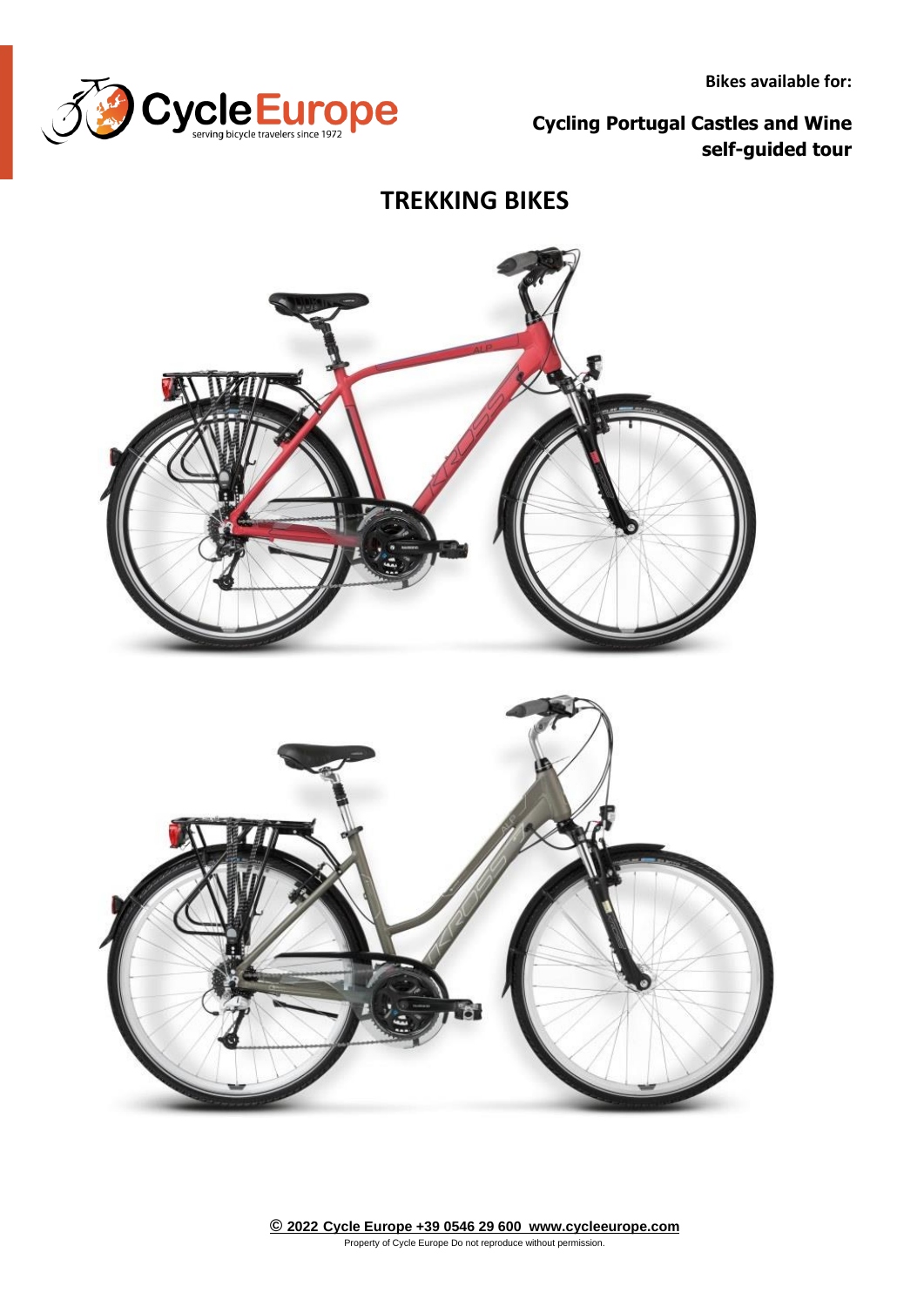Bikes available for:

**Cycling Portugal Castles and Wine self-guided tour**

# TREKKING BIKES

© 2022 Cycle Europe +39 0546 29 600 www.cycleeurope.com

Property of Cycle Europe Do not reproduce without permission.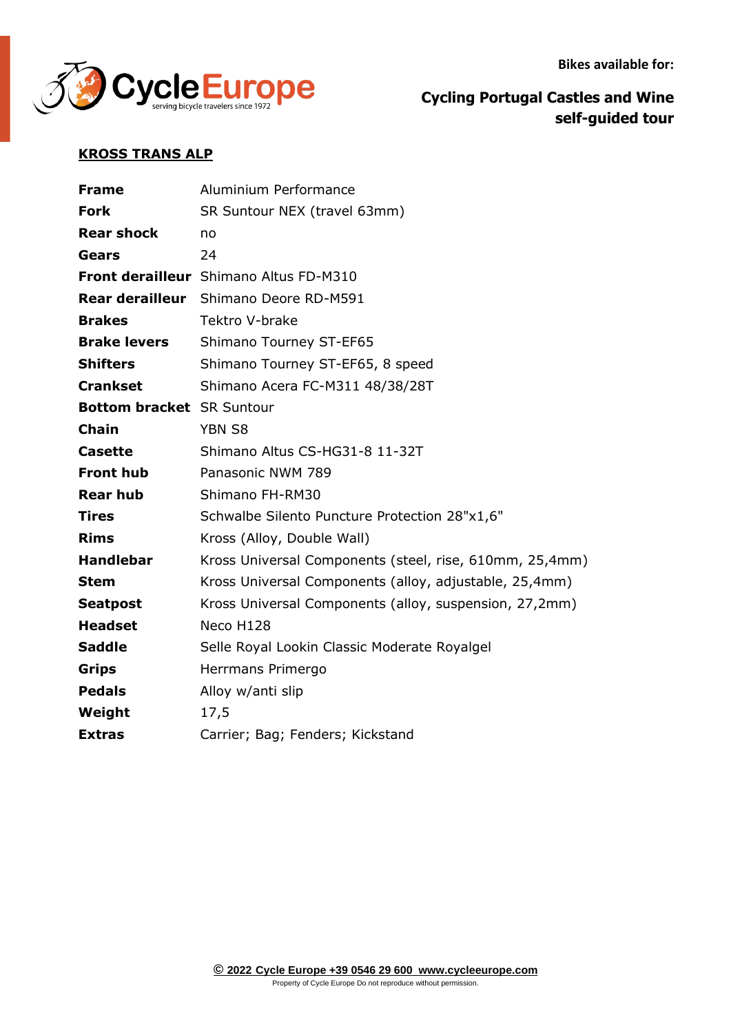Bikes available for:

**Cycling Portugal Castles and Wine self-guided tour**

**KROSS TRANS ALP**

| | |
|---|---|
| **Frame** | Aluminium Performance |
| **Fork** | SR Suntour NEX (travel 63mm) |
| **Rear shock** | no |
| **Gears** | 24 |
| **Front derailleur** | Shimano Altus FD-M310 |
| **Rear derailleur** | Shimano Deore RD-M591 |
| **Brakes** | Tektro V-brake |
| **Brake levers** | Shimano Tourney ST-EF65 |
| **Shifters** | Shimano Tourney ST-EF65, 8 speed |
| **Crankset** | Shimano Acera FC-M311 48/38/28T |
| **Bottom bracket** | SR Suntour |
| **Chain** | YBN S8 |
| **Casette** | Shimano Altus CS-HG31-8 11-32T |
| **Front hub** | Panasonic NWM 789 |
| **Rear hub** | Shimano FH-RM30 |
| **Tires** | Schwalbe Silento Puncture Protection 28"x1,6" |
| **Rims** | Kross (Alloy, Double Wall) |
| **Handlebar** | Kross Universal Components (steel, rise, 610mm, 25,4mm) |
| **Stem** | Kross Universal Components (alloy, adjustable, 25,4mm) |
| **Seatpost** | Kross Universal Components (alloy, suspension, 27,2mm) |
| **Headset** | Neco H128 |
| **Saddle** | Selle Royal Lookin Classic Moderate Royalgel |
| **Grips** | Herrmans Primergo |
| **Pedals** | Alloy w/anti slip |
| **Weight** | 17,5 |
| **Extras** | Carrier; Bag; Fenders; Kickstand |

© 2022 Cycle Europe +39 0546 29 600 www.cycleeurope.com
Property of Cycle Europe Do not reproduce without permission.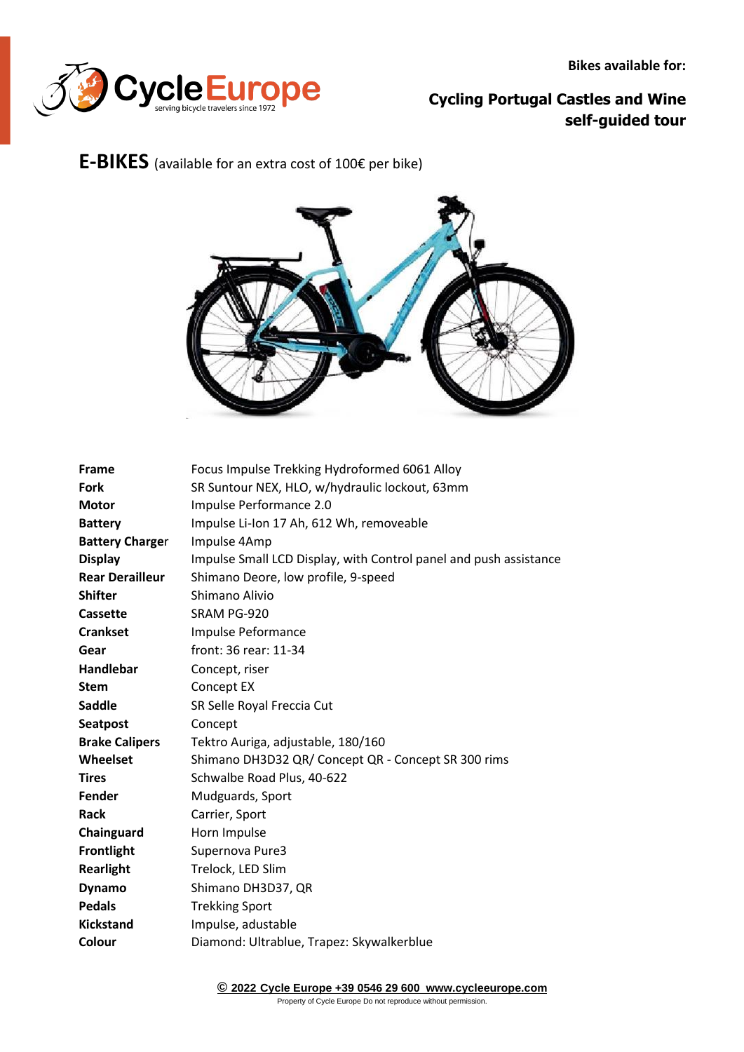**Bikes available for:**

**Cycling Portugal Castles and Wine self-guided tour**

## E-BIKES (available for an extra cost of 100€ per bike)

| | |
|---|---|
| **Frame** | Focus Impulse Trekking Hydroformed 6061 Alloy |
| **Fork** | SR Suntour NEX, HLO, w/hydraulic lockout, 63mm |
| **Motor** | Impulse Performance 2.0 |
| **Battery** | Impulse Li-Ion 17 Ah, 612 Wh, removeable |
| **Battery Charger** | Impulse 4Amp |
| **Display** | Impulse Small LCD Display, with Control panel and push assistance |
| **Rear Derailleur** | Shimano Deore, low profile, 9-speed |
| **Shifter** | Shimano Alivio |
| **Cassette** | SRAM PG-920 |
| **Crankset** | Impulse Peformance |
| **Gear** | front: 36 rear: 11-34 |
| **Handlebar** | Concept, riser |
| **Stem** | Concept EX |
| **Saddle** | SR Selle Royal Freccia Cut |
| **Seatpost** | Concept |
| **Brake Calipers** | Tektro Auriga, adjustable, 180/160 |
| **Wheelset** | Shimano DH3D32 QR/ Concept QR - Concept SR 300 rims |
| **Tires** | Schwalbe Road Plus, 40-622 |
| **Fender** | Mudguards, Sport |
| **Rack** | Carrier, Sport |
| **Chainguard** | Horn Impulse |
| **Frontlight** | Supernova Pure3 |
| **Rearlight** | Trelock, LED Slim |
| **Dynamo** | Shimano DH3D37, QR |
| **Pedals** | Trekking Sport |
| **Kickstand** | Impulse, adustable |
| **Colour** | Diamond: Ultrablue, Trapez: Skywalkerblue |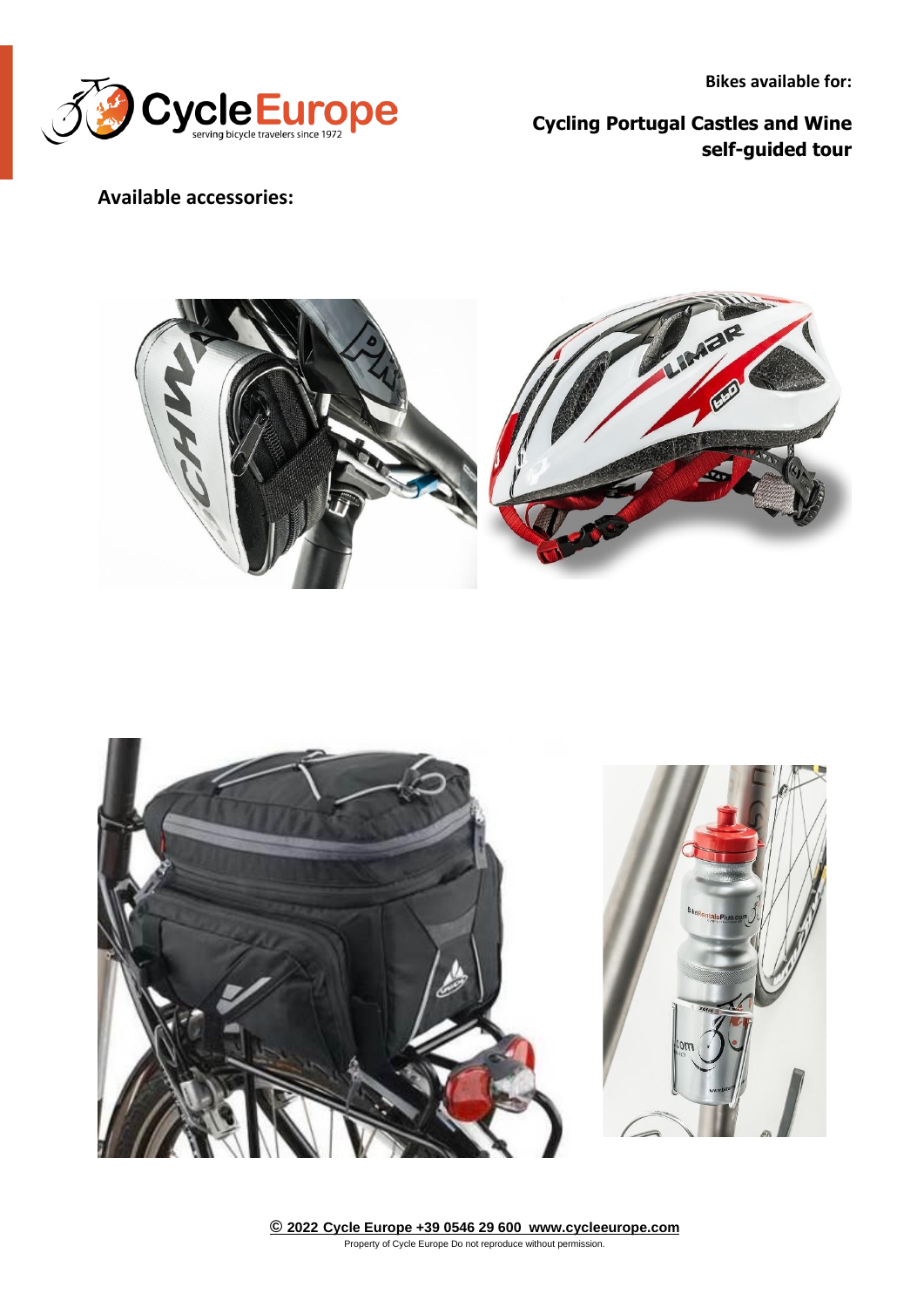**Bikes available for:**

**Cycling Portugal Castles and Wine self-guided tour**

**Available accessories:**